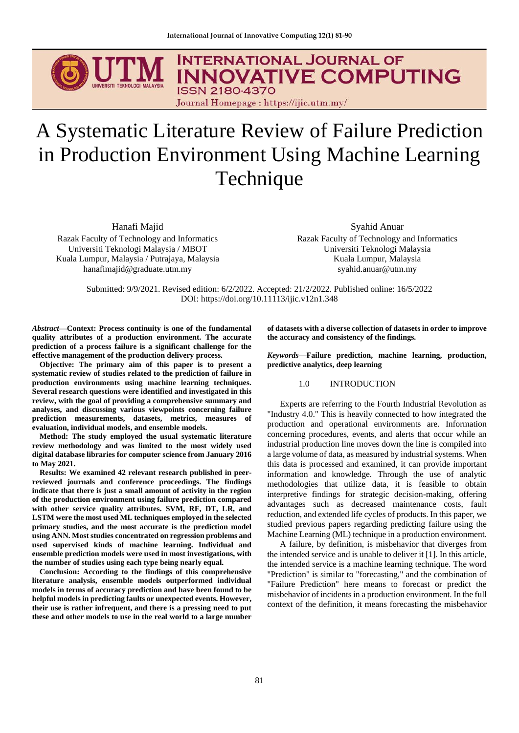# A Systematic Literature Review of Failure Prediction in Production Environment Using Machine Learning Technique

Hanafi Majid
Razak Faculty of Technology and Informatics
Universiti Teknologi Malaysia / MBOT
Kuala Lumpur, Malaysia / Putrajaya, Malaysia
hanafimajid@graduate.utm.my

Syahid Anuar
Razak Faculty of Technology and Informatics
Universiti Teknologi Malaysia
Kuala Lumpur, Malaysia
syahid.anuar@utm.my

Submitted: 9/9/2021. Revised edition: 6/2/2022. Accepted: 21/2/2022. Published online: 16/5/2022
DOI: https://doi.org/10.11113/ijic.v12n1.348

***Abstract*—Context: Process continuity is one of the fundamental quality attributes of a production environment. The accurate prediction of a process failure is a significant challenge for the effective management of the production delivery process.**

**Objective: The primary aim of this paper is to present a systematic review of studies related to the prediction of failure in production environments using machine learning techniques. Several research questions were identified and investigated in this review, with the goal of providing a comprehensive summary and analyses, and discussing various viewpoints concerning failure prediction measurements, datasets, metrics, measures of evaluation, individual models, and ensemble models.**

**Method: The study employed the usual systematic literature review methodology and was limited to the most widely used digital database libraries for computer science from January 2016 to May 2021.**

**Results: We examined 42 relevant research published in peer-reviewed journals and conference proceedings. The findings indicate that there is just a small amount of activity in the region of the production environment using failure prediction compared with other service quality attributes. SVM, RF, DT, LR, and LSTM were the most used ML techniques employed in the selected primary studies, and the most accurate is the prediction model using ANN. Most studies concentrated on regression problems and used supervised kinds of machine learning. Individual and ensemble prediction models were used in most investigations, with the number of studies using each type being nearly equal.**

**Conclusion: According to the findings of this comprehensive literature analysis, ensemble models outperformed individual models in terms of accuracy prediction and have been found to be helpful models in predicting faults or unexpected events. However, their use is rather infrequent, and there is a pressing need to put these and other models to use in the real world to a large number of datasets with a diverse collection of datasets in order to improve the accuracy and consistency of the findings.**

***Keywords*—Failure prediction, machine learning, production, predictive analytics, deep learning**

## 1.0 INTRODUCTION

Experts are referring to the Fourth Industrial Revolution as "Industry 4.0." This is heavily connected to how integrated the production and operational environments are. Information concerning procedures, events, and alerts that occur while an industrial production line moves down the line is compiled into a large volume of data, as measured by industrial systems. When this data is processed and examined, it can provide important information and knowledge. Through the use of analytic methodologies that utilize data, it is feasible to obtain interpretive findings for strategic decision-making, offering advantages such as decreased maintenance costs, fault reduction, and extended life cycles of products. In this paper, we studied previous papers regarding predicting failure using the Machine Learning (ML) technique in a production environment.

A failure, by definition, is misbehavior that diverges from the intended service and is unable to deliver it [1]. In this article, the intended service is a machine learning technique. The word "Prediction" is similar to "forecasting," and the combination of "Failure Prediction" here means to forecast or predict the misbehavior of incidents in a production environment. In the full context of the definition, it means forecasting the misbehavior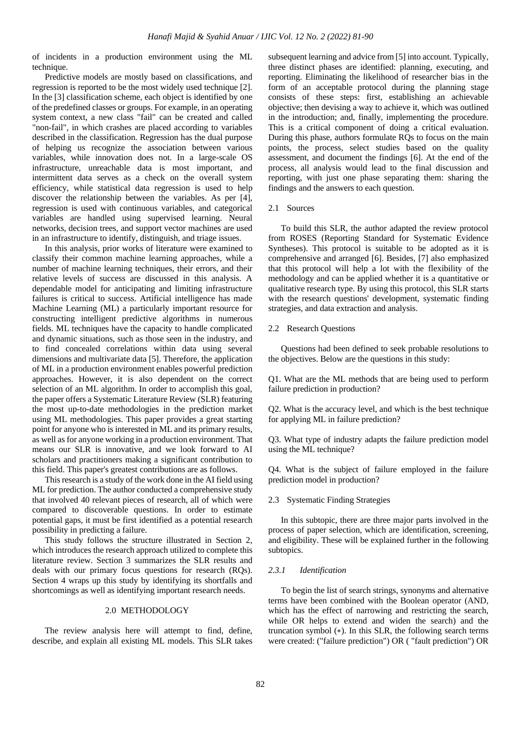of incidents in a production environment using the ML technique.

Predictive models are mostly based on classifications, and regression is reported to be the most widely used technique [2]. In the [3] classification scheme, each object is identified by one of the predefined classes or groups. For example, in an operating system context, a new class "fail" can be created and called "non-fail", in which crashes are placed according to variables described in the classification. Regression has the dual purpose of helping us recognize the association between various variables, while innovation does not. In a large-scale OS infrastructure, unreachable data is most important, and intermittent data serves as a check on the overall system efficiency, while statistical data regression is used to help discover the relationship between the variables. As per [4], regression is used with continuous variables, and categorical variables are handled using supervised learning. Neural networks, decision trees, and support vector machines are used in an infrastructure to identify, distinguish, and triage issues.

In this analysis, prior works of literature were examined to classify their common machine learning approaches, while a number of machine learning techniques, their errors, and their relative levels of success are discussed in this analysis. A dependable model for anticipating and limiting infrastructure failures is critical to success. Artificial intelligence has made Machine Learning (ML) a particularly important resource for constructing intelligent predictive algorithms in numerous fields. ML techniques have the capacity to handle complicated and dynamic situations, such as those seen in the industry, and to find concealed correlations within data using several dimensions and multivariate data [5]. Therefore, the application of ML in a production environment enables powerful prediction approaches. However, it is also dependent on the correct selection of an ML algorithm. In order to accomplish this goal, the paper offers a Systematic Literature Review (SLR) featuring the most up-to-date methodologies in the prediction market using ML methodologies. This paper provides a great starting point for anyone who is interested in ML and its primary results, as well as for anyone working in a production environment. That means our SLR is innovative, and we look forward to AI scholars and practitioners making a significant contribution to this field. This paper's greatest contributions are as follows.

This research is a study of the work done in the AI field using ML for prediction. The author conducted a comprehensive study that involved 40 relevant pieces of research, all of which were compared to discoverable questions. In order to estimate potential gaps, it must be first identified as a potential research possibility in predicting a failure.

This study follows the structure illustrated in Section 2, which introduces the research approach utilized to complete this literature review. Section 3 summarizes the SLR results and deals with our primary focus questions for research (RQs). Section 4 wraps up this study by identifying its shortfalls and shortcomings as well as identifying important research needs.

## 2.0 METHODOLOGY

The review analysis here will attempt to find, define, describe, and explain all existing ML models. This SLR takes subsequent learning and advice from [5] into account. Typically, three distinct phases are identified: planning, executing, and reporting. Eliminating the likelihood of researcher bias in the form of an acceptable protocol during the planning stage consists of these steps: first, establishing an achievable objective; then devising a way to achieve it, which was outlined in the introduction; and, finally, implementing the procedure. This is a critical component of doing a critical evaluation. During this phase, authors formulate RQs to focus on the main points, the process, select studies based on the quality assessment, and document the findings [6]. At the end of the process, all analysis would lead to the final discussion and reporting, with just one phase separating them: sharing the findings and the answers to each question.

### 2.1 Sources

To build this SLR, the author adapted the review protocol from ROSES (Reporting Standard for Systematic Evidence Syntheses). This protocol is suitable to be adopted as it is comprehensive and arranged [6]. Besides, [7] also emphasized that this protocol will help a lot with the flexibility of the methodology and can be applied whether it is a quantitative or qualitative research type. By using this protocol, this SLR starts with the research questions' development, systematic finding strategies, and data extraction and analysis.

### 2.2 Research Questions

Questions had been defined to seek probable resolutions to the objectives. Below are the questions in this study:

Q1. What are the ML methods that are being used to perform failure prediction in production?

Q2. What is the accuracy level, and which is the best technique for applying ML in failure prediction?

Q3. What type of industry adapts the failure prediction model using the ML technique?

Q4. What is the subject of failure employed in the failure prediction model in production?

### 2.3 Systematic Finding Strategies

In this subtopic, there are three major parts involved in the process of paper selection, which are identification, screening, and eligibility. These will be explained further in the following subtopics.

#### *2.3.1 Identification*

To begin the list of search strings, synonyms and alternative terms have been combined with the Boolean operator (AND, which has the effect of narrowing and restricting the search, while OR helps to extend and widen the search) and the truncation symbol (∗). In this SLR, the following search terms were created: ("failure prediction") OR ( "fault prediction") OR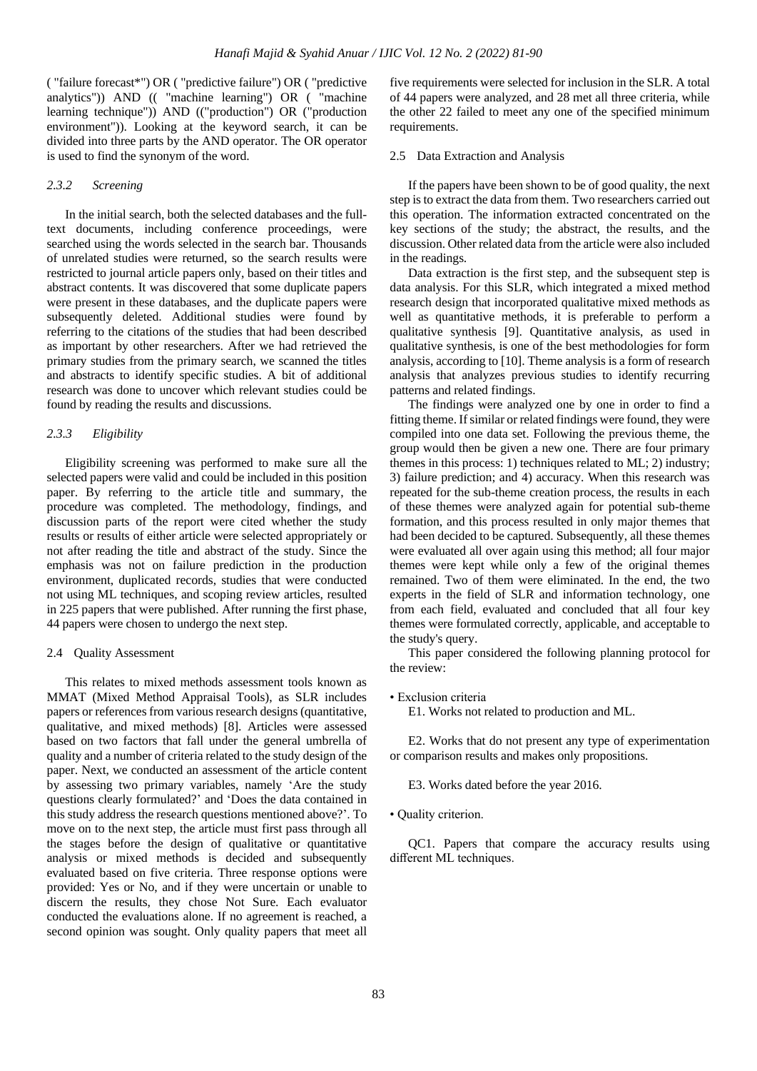( "failure forecast*") OR ( "predictive failure") OR ( "predictive analytics")) AND (( "machine learning") OR ( "machine learning technique")) AND (("production") OR ("production environment")). Looking at the keyword search, it can be divided into three parts by the AND operator. The OR operator is used to find the synonym of the word.

#### *2.3.2 Screening*

In the initial search, both the selected databases and the full-text documents, including conference proceedings, were searched using the words selected in the search bar. Thousands of unrelated studies were returned, so the search results were restricted to journal article papers only, based on their titles and abstract contents. It was discovered that some duplicate papers were present in these databases, and the duplicate papers were subsequently deleted. Additional studies were found by referring to the citations of the studies that had been described as important by other researchers. After we had retrieved the primary studies from the primary search, we scanned the titles and abstracts to identify specific studies. A bit of additional research was done to uncover which relevant studies could be found by reading the results and discussions.

#### *2.3.3 Eligibility*

Eligibility screening was performed to make sure all the selected papers were valid and could be included in this position paper. By referring to the article title and summary, the procedure was completed. The methodology, findings, and discussion parts of the report were cited whether the study results or results of either article were selected appropriately or not after reading the title and abstract of the study. Since the emphasis was not on failure prediction in the production environment, duplicated records, studies that were conducted not using ML techniques, and scoping review articles, resulted in 225 papers that were published. After running the first phase, 44 papers were chosen to undergo the next step.

### 2.4 Quality Assessment

This relates to mixed methods assessment tools known as MMAT (Mixed Method Appraisal Tools), as SLR includes papers or references from various research designs (quantitative, qualitative, and mixed methods) [8]. Articles were assessed based on two factors that fall under the general umbrella of quality and a number of criteria related to the study design of the paper. Next, we conducted an assessment of the article content by assessing two primary variables, namely 'Are the study questions clearly formulated?' and 'Does the data contained in this study address the research questions mentioned above?'. To move on to the next step, the article must first pass through all the stages before the design of qualitative or quantitative analysis or mixed methods is decided and subsequently evaluated based on five criteria. Three response options were provided: Yes or No, and if they were uncertain or unable to discern the results, they chose Not Sure. Each evaluator conducted the evaluations alone. If no agreement is reached, a second opinion was sought. Only quality papers that meet all five requirements were selected for inclusion in the SLR. A total of 44 papers were analyzed, and 28 met all three criteria, while the other 22 failed to meet any one of the specified minimum requirements.

### 2.5 Data Extraction and Analysis

If the papers have been shown to be of good quality, the next step is to extract the data from them. Two researchers carried out this operation. The information extracted concentrated on the key sections of the study; the abstract, the results, and the discussion. Other related data from the article were also included in the readings.

Data extraction is the first step, and the subsequent step is data analysis. For this SLR, which integrated a mixed method research design that incorporated qualitative mixed methods as well as quantitative methods, it is preferable to perform a qualitative synthesis [9]. Quantitative analysis, as used in qualitative synthesis, is one of the best methodologies for form analysis, according to [10]. Theme analysis is a form of research analysis that analyzes previous studies to identify recurring patterns and related findings.

The findings were analyzed one by one in order to find a fitting theme. If similar or related findings were found, they were compiled into one data set. Following the previous theme, the group would then be given a new one. There are four primary themes in this process: 1) techniques related to ML; 2) industry; 3) failure prediction; and 4) accuracy. When this research was repeated for the sub-theme creation process, the results in each of these themes were analyzed again for potential sub-theme formation, and this process resulted in only major themes that had been decided to be captured. Subsequently, all these themes were evaluated all over again using this method; all four major themes were kept while only a few of the original themes remained. Two of them were eliminated. In the end, the two experts in the field of SLR and information technology, one from each field, evaluated and concluded that all four key themes were formulated correctly, applicable, and acceptable to the study's query.

This paper considered the following planning protocol for the review:

- Exclusion criteria

  E1. Works not related to production and ML.

  E2. Works that do not present any type of experimentation or comparison results and makes only propositions.

  E3. Works dated before the year 2016.

- Quality criterion.

  QC1. Papers that compare the accuracy results using different ML techniques.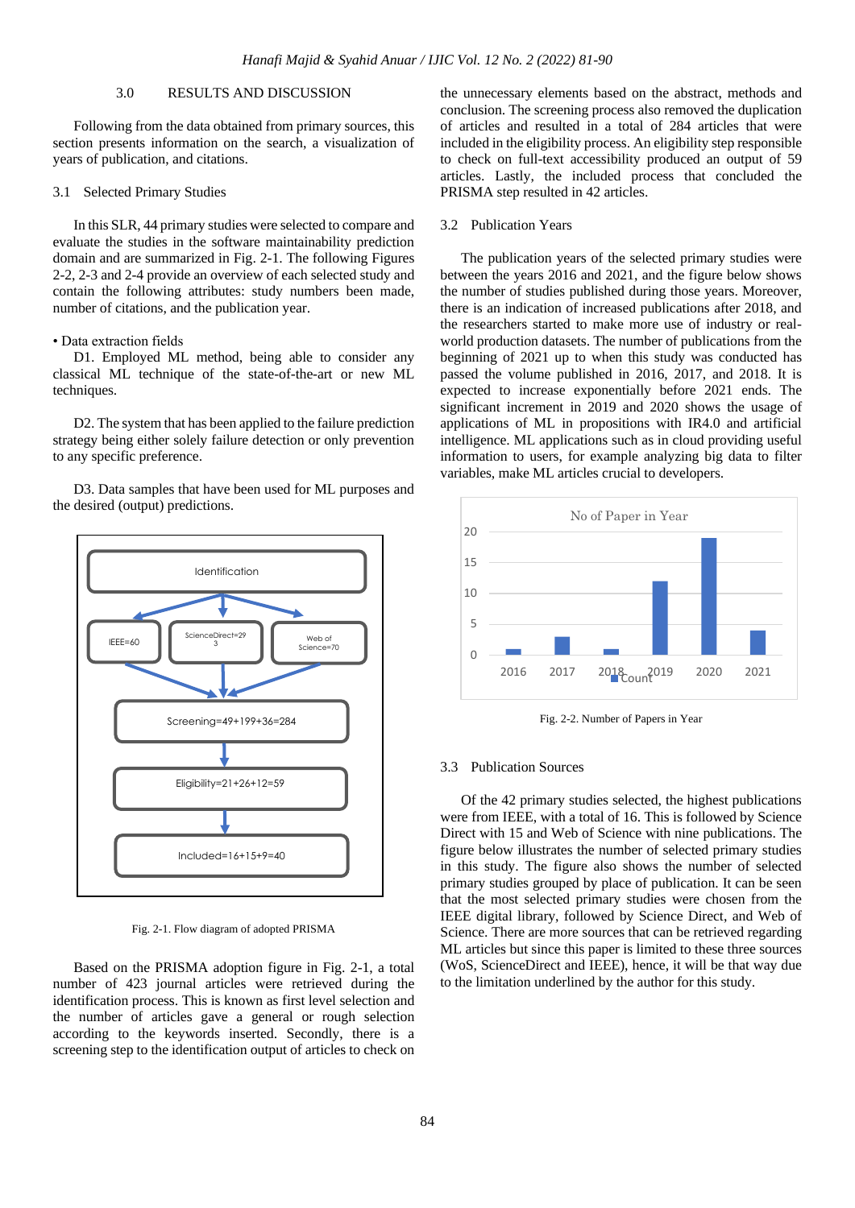## 3.0 RESULTS AND DISCUSSION

Following from the data obtained from primary sources, this section presents information on the search, a visualization of years of publication, and citations.

### 3.1 Selected Primary Studies

In this SLR, 44 primary studies were selected to compare and evaluate the studies in the software maintainability prediction domain and are summarized in Fig. 2-1. The following Figures 2-2, 2-3 and 2-4 provide an overview of each selected study and contain the following attributes: study numbers been made, number of citations, and the publication year.

• Data extraction fields

D1. Employed ML method, being able to consider any classical ML technique of the state-of-the-art or new ML techniques.

D2. The system that has been applied to the failure prediction strategy being either solely failure detection or only prevention to any specific preference.

D3. Data samples that have been used for ML purposes and the desired (output) predictions.

Identification

IEEE=60

ScienceDirect=293

Web of Science=70

Screening=49+199+36=284

Eligibility=21+26+12=59

Included=16+15+9=40

Fig. 2-1. Flow diagram of adopted PRISMA

Based on the PRISMA adoption figure in Fig. 2-1, a total number of 423 journal articles were retrieved during the identification process. This is known as first level selection and the number of articles gave a general or rough selection according to the keywords inserted. Secondly, there is a screening step to the identification output of articles to check on the unnecessary elements based on the abstract, methods and conclusion. The screening process also removed the duplication of articles and resulted in a total of 284 articles that were included in the eligibility process. An eligibility step responsible to check on full-text accessibility produced an output of 59 articles. Lastly, the included process that concluded the PRISMA step resulted in 42 articles.

### 3.2 Publication Years

The publication years of the selected primary studies were between the years 2016 and 2021, and the figure below shows the number of studies published during those years. Moreover, there is an indication of increased publications after 2018, and the researchers started to make more use of industry or real-world production datasets. The number of publications from the beginning of 2021 up to when this study was conducted has passed the volume published in 2016, 2017, and 2018. It is expected to increase exponentially before 2021 ends. The significant increment in 2019 and 2020 shows the usage of applications of ML in propositions with IR4.0 and artificial intelligence. ML applications such as in cloud providing useful information to users, for example analyzing big data to filter variables, make ML articles crucial to developers.

No of Paper in Year

| Year | Count |
|---|---|
| 2016 | 1 |
| 2017 | 3 |
| 2018 | 1 |
| 2019 | 12 |
| 2020 | 19 |
| 2021 | 4 |

Fig. 2-2. Number of Papers in Year

### 3.3 Publication Sources

Of the 42 primary studies selected, the highest publications were from IEEE, with a total of 16. This is followed by Science Direct with 15 and Web of Science with nine publications. The figure below illustrates the number of selected primary studies in this study. The figure also shows the number of selected primary studies grouped by place of publication. It can be seen that the most selected primary studies were chosen from the IEEE digital library, followed by Science Direct, and Web of Science. There are more sources that can be retrieved regarding ML articles but since this paper is limited to these three sources (WoS, ScienceDirect and IEEE), hence, it will be that way due to the limitation underlined by the author for this study.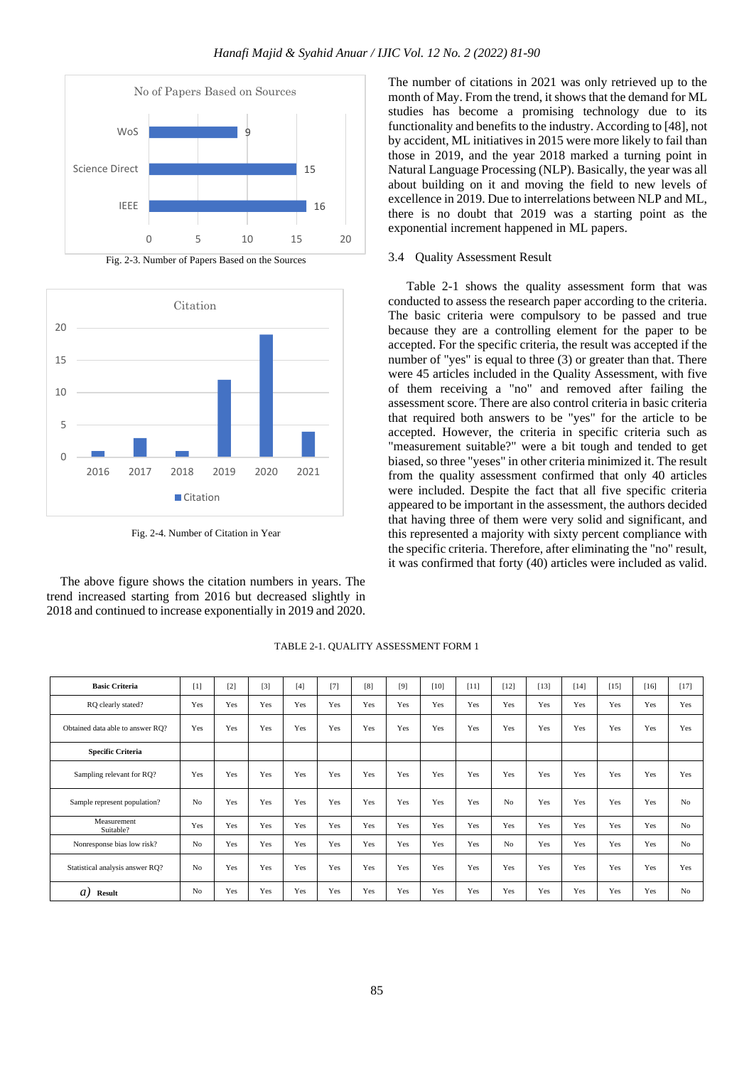Fig. 2-3. Number of Papers Based on the Sources

Fig. 2-4. Number of Citation in Year

The above figure shows the citation numbers in years. The trend increased starting from 2016 but decreased slightly in 2018 and continued to increase exponentially in 2019 and 2020.

The number of citations in 2021 was only retrieved up to the month of May. From the trend, it shows that the demand for ML studies has become a promising technology due to its functionality and benefits to the industry. According to [48], not by accident, ML initiatives in 2015 were more likely to fail than those in 2019, and the year 2018 marked a turning point in Natural Language Processing (NLP). Basically, the year was all about building on it and moving the field to new levels of excellence in 2019. Due to interrelations between NLP and ML, there is no doubt that 2019 was a starting point as the exponential increment happened in ML papers.

### 3.4 Quality Assessment Result

Table 2-1 shows the quality assessment form that was conducted to assess the research paper according to the criteria. The basic criteria were compulsory to be passed and true because they are a controlling element for the paper to be accepted. For the specific criteria, the result was accepted if the number of "yes" is equal to three (3) or greater than that. There were 45 articles included in the Quality Assessment, with five of them receiving a "no" and removed after failing the assessment score. There are also control criteria in basic criteria that required both answers to be "yes" for the article to be accepted. However, the criteria in specific criteria such as "measurement suitable?" were a bit tough and tended to get biased, so three "yeses" in other criteria minimized it. The result from the quality assessment confirmed that only 40 articles were included. Despite the fact that all five specific criteria appeared to be important in the assessment, the authors decided that having three of them were very solid and significant, and this represented a majority with sixty percent compliance with the specific criteria. Therefore, after eliminating the "no" result, it was confirmed that forty (40) articles were included as valid.

TABLE 2-1. QUALITY ASSESSMENT FORM 1

| **Basic Criteria** | [1] | [2] | [3] | [4] | [7] | [8] | [9] | [10] | [11] | [12] | [13] | [14] | [15] | [16] | [17] |
|---|---|---|---|---|---|---|---|---|---|---|---|---|---|---|---|
| RQ clearly stated? | Yes | Yes | Yes | Yes | Yes | Yes | Yes | Yes | Yes | Yes | Yes | Yes | Yes | Yes | Yes |
| Obtained data able to answer RQ? | Yes | Yes | Yes | Yes | Yes | Yes | Yes | Yes | Yes | Yes | Yes | Yes | Yes | Yes | Yes |
| **Specific Criteria** | | | | | | | | | | | | | | | |
| Sampling relevant for RQ? | Yes | Yes | Yes | Yes | Yes | Yes | Yes | Yes | Yes | Yes | Yes | Yes | Yes | Yes | Yes |
| Sample represent population? | No | Yes | Yes | Yes | Yes | Yes | Yes | Yes | Yes | No | Yes | Yes | Yes | Yes | No |
| Measurement Suitable? | Yes | Yes | Yes | Yes | Yes | Yes | Yes | Yes | Yes | Yes | Yes | Yes | Yes | Yes | No |
| Nonresponse bias low risk? | No | Yes | Yes | Yes | Yes | Yes | Yes | Yes | Yes | No | Yes | Yes | Yes | Yes | No |
| Statistical analysis answer RQ? | No | Yes | Yes | Yes | Yes | Yes | Yes | Yes | Yes | Yes | Yes | Yes | Yes | Yes | Yes |
| *a)* **Result** | No | Yes | Yes | Yes | Yes | Yes | Yes | Yes | Yes | Yes | Yes | Yes | Yes | Yes | No |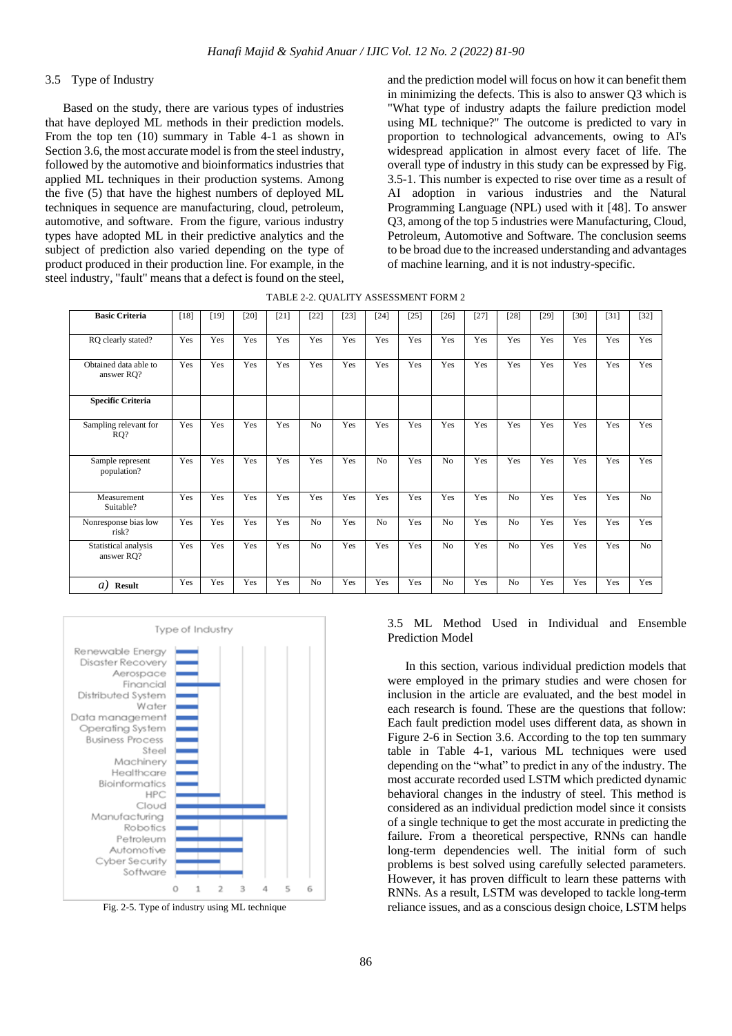### 3.5 Type of Industry

Based on the study, there are various types of industries that have deployed ML methods in their prediction models. From the top ten (10) summary in Table 4-1 as shown in Section 3.6, the most accurate model is from the steel industry, followed by the automotive and bioinformatics industries that applied ML techniques in their production systems. Among the five (5) that have the highest numbers of deployed ML techniques in sequence are manufacturing, cloud, petroleum, automotive, and software. From the figure, various industry types have adopted ML in their predictive analytics and the subject of prediction also varied depending on the type of product produced in their production line. For example, in the steel industry, "fault" means that a defect is found on the steel, and the prediction model will focus on how it can benefit them in minimizing the defects. This is also to answer Q3 which is "What type of industry adapts the failure prediction model using ML technology?" The outcome is predicted to vary in proportion to technological advancements, owing to AI's widespread application in almost every facet of life. The overall type of industry in this study can be expressed by Fig. 3.5-1. This number is expected to rise over time as a result of AI adoption in various industries and the Natural Programming Language (NPL) used with it [48]. To answer Q3, among of the top 5 industries were Manufacturing, Cloud, Petroleum, Automotive and Software. The conclusion seems to be broad due to the increased understanding and advantages of machine learning, and it is not industry-specific.

TABLE 2-2. QUALITY ASSESSMENT FORM 2

| Basic Criteria | [18] | [19] | [20] | [21] | [22] | [23] | [24] | [25] | [26] | [27] | [28] | [29] | [30] | [31] | [32] |
|---|---|---|---|---|---|---|---|---|---|---|---|---|---|---|---|
| RQ clearly stated? | Yes | Yes | Yes | Yes | Yes | Yes | Yes | Yes | Yes | Yes | Yes | Yes | Yes | Yes | Yes |
| Obtained data able to answer RQ? | Yes | Yes | Yes | Yes | Yes | Yes | Yes | Yes | Yes | Yes | Yes | Yes | Yes | Yes | Yes |
| **Specific Criteria** | | | | | | | | | | | | | | | |
| Sampling relevant for RQ? | Yes | Yes | Yes | Yes | No | Yes | Yes | Yes | Yes | Yes | Yes | Yes | Yes | Yes | Yes |
| Sample represent population? | Yes | Yes | Yes | Yes | Yes | Yes | No | Yes | No | Yes | Yes | Yes | Yes | Yes | Yes |
| Measurement Suitable? | Yes | Yes | Yes | Yes | Yes | Yes | Yes | Yes | Yes | Yes | No | Yes | Yes | Yes | No |
| Nonresponse bias low risk? | Yes | Yes | Yes | Yes | No | Yes | No | Yes | No | Yes | No | Yes | Yes | Yes | Yes |
| Statistical analysis answer RQ? | Yes | Yes | Yes | Yes | No | Yes | Yes | Yes | No | Yes | No | Yes | Yes | Yes | No |
| *a)* **Result** | Yes | Yes | Yes | Yes | No | Yes | Yes | Yes | No | Yes | No | Yes | Yes | Yes | Yes |

Fig. 2-5. Type of industry using ML technique

### 3.5 ML Method Used in Individual and Ensemble Prediction Model

In this section, various individual prediction models that were employed in the primary studies and were chosen for inclusion in the article are evaluated, and the best model in each research is found. These are the questions that follow: Each fault prediction model uses different data, as shown in Figure 2-6 in Section 3.6. According to the top ten summary table in Table 4-1, various ML techniques were used depending on the "what" to predict in any of the industry. The most accurate recorded used LSTM which predicted dynamic behavioral changes in the industry of steel. This method is considered as an individual prediction model since it consists of a single technique to get the most accurate in predicting the failure. From a theoretical perspective, RNNs can handle long-term dependencies well. The initial form of such problems is best solved using carefully selected parameters. However, it has proven difficult to learn these patterns with RNNs. As a result, LSTM was developed to tackle long-term reliance issues, and as a conscious design choice, LSTM helps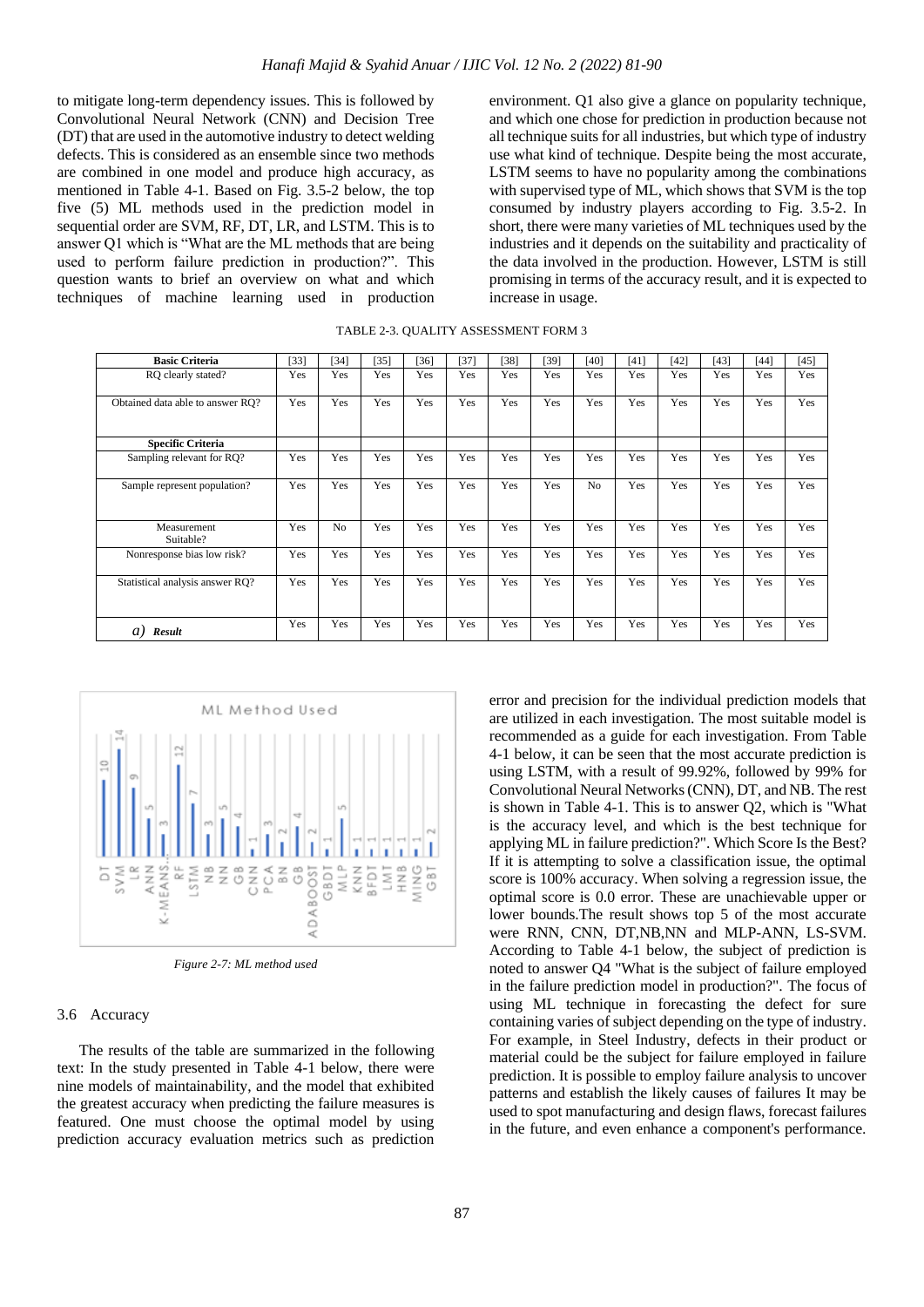to mitigate long-term dependency issues. This is followed by Convolutional Neural Network (CNN) and Decision Tree (DT) that are used in the automotive industry to detect welding defects. This is considered as an ensemble since two methods are combined in one model and produce high accuracy, as mentioned in Table 4-1. Based on Fig. 3.5-2 below, the top five (5) ML methods used in the prediction model in sequential order are SVM, RF, DT, LR, and LSTM. This is to answer Q1 which is "What are the ML methods that are being used to perform failure prediction in production?". This question wants to brief an overview on what and which techniques of machine learning used in production environment. Q1 also give a glance on popularity technique, and which one chose for prediction in production because not all technique suits for all industries, but which type of industry use what kind of technique. Despite being the most accurate, LSTM seems to have no popularity among the combinations with supervised type of ML, which shows that SVM is the top consumed by industry players according to Fig. 3.5-2. In short, there were many varieties of ML techniques used by the industries and it depends on the suitability and practicality of the data involved in the production. However, LSTM is still promising in terms of the accuracy result, and it is expected to increase in usage.

TABLE 2-3. QUALITY ASSESSMENT FORM 3

| **Basic Criteria** | [33] | [34] | [35] | [36] | [37] | [38] | [39] | [40] | [41] | [42] | [43] | [44] | [45] |
|---|---|---|---|---|---|---|---|---|---|---|---|---|---|
| RQ clearly stated? | Yes | Yes | Yes | Yes | Yes | Yes | Yes | Yes | Yes | Yes | Yes | Yes | Yes |
| Obtained data able to answer RQ? | Yes | Yes | Yes | Yes | Yes | Yes | Yes | Yes | Yes | Yes | Yes | Yes | Yes |
| **Specific Criteria** | | | | | | | | | | | | | |
| Sampling relevant for RQ? | Yes | Yes | Yes | Yes | Yes | Yes | Yes | Yes | Yes | Yes | Yes | Yes | Yes |
| Sample represent population? | Yes | Yes | Yes | Yes | Yes | Yes | Yes | No | Yes | Yes | Yes | Yes | Yes |
| Measurement Suitable? | Yes | No | Yes | Yes | Yes | Yes | Yes | Yes | Yes | Yes | Yes | Yes | Yes |
| Nonresponse bias low risk? | Yes | Yes | Yes | Yes | Yes | Yes | Yes | Yes | Yes | Yes | Yes | Yes | Yes |
| Statistical analysis answer RQ? | Yes | Yes | Yes | Yes | Yes | Yes | Yes | Yes | Yes | Yes | Yes | Yes | Yes |
| *a)* ***Result*** | Yes | Yes | Yes | Yes | Yes | Yes | Yes | Yes | Yes | Yes | Yes | Yes | Yes |

*Figure 2-7: ML method used*

### 3.6 Accuracy

The results of the table are summarized in the following text: In the study presented in Table 4-1 below, there were nine models of maintainability, and the model that exhibited the greatest accuracy when predicting the failure measures is featured. One must choose the optimal model by using prediction accuracy evaluation metrics such as prediction error and precision for the individual prediction models that are utilized in each investigation. The most suitable model is recommended as a guide for each investigation. From Table 4-1 below, it can be seen that the most accurate prediction is using LSTM, with a result of 99.92%, followed by 99% for Convolutional Neural Networks (CNN), DT, and NB. The rest is shown in Table 4-1. This is to answer Q2, which is "What is the accuracy level, and which is the best technique for applying ML in failure prediction?". Which Score Is the Best? If it is attempting to solve a classification issue, the optimal score is 100% accuracy. When solving a regression issue, the optimal score is 0.0 error. These are unachievable upper or lower bounds.The result shows top 5 of the most accurate were RNN, CNN, DT,NB,NN and MLP-ANN, LS-SVM. According to Table 4-1 below, the subject of prediction is noted to answer Q4 "What is the subject of failure employed in the failure prediction model in production?". The focus of using ML technique in forecasting the defect for sure containing varies of subject depending on the type of industry. For example, in Steel Industry, defects in their product or material could be the subject for failure employed in failure prediction. It is possible to employ failure analysis to uncover patterns and establish the likely causes of failures It may be used to spot manufacturing and design flaws, forecast failures in the future, and even enhance a component's performance.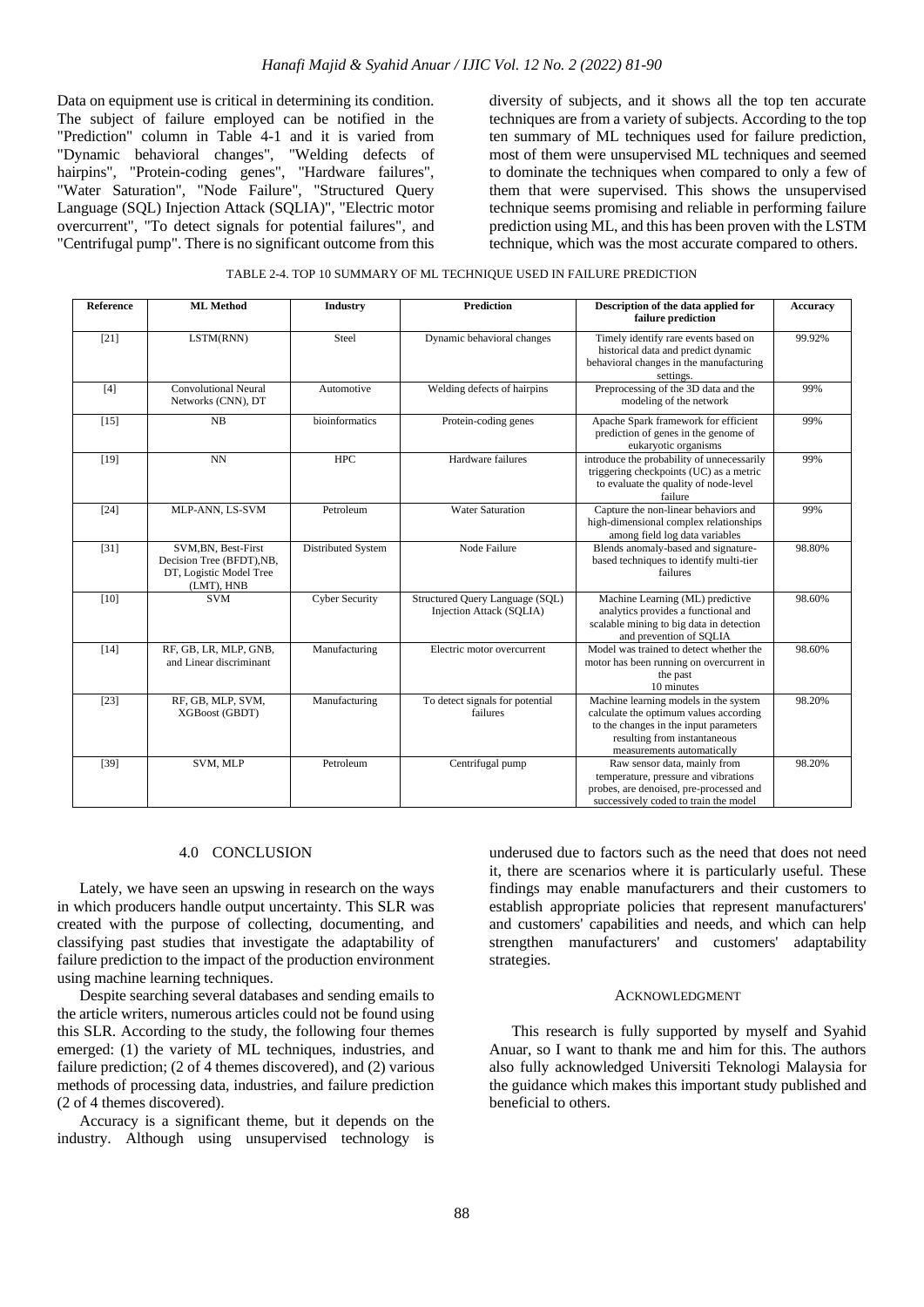Data on equipment use is critical in determining its condition. The subject of failure employed can be notified in the "Prediction" column in Table 4-1 and it is varied from "Dynamic behavioral changes", "Welding defects of hairpins", "Protein-coding genes", "Hardware failures", "Water Saturation", "Node Failure", "Structured Query Language (SQL) Injection Attack (SQLIA)", "Electric motor overcurrent", "To detect signals for potential failures", and "Centrifugal pump". There is no significant outcome from this diversity of subjects, and it shows all the top ten accurate techniques are from a variety of subjects. According to the top ten summary of ML techniques used for failure prediction, most of them were unsupervised ML techniques and seemed to dominate the techniques when compared to only a few of them that were supervised. This shows the unsupervised technique seems promising and reliable in performing failure prediction using ML, and this has been proven with the LSTM technique, which was the most accurate compared to others.

TABLE 2-4. TOP 10 SUMMARY OF ML TECHNIQUE USED IN FAILURE PREDICTION

| Reference | ML Method | Industry | Prediction | Description of the data applied for failure prediction | Accuracy |
|---|---|---|---|---|---|
| [21] | LSTM(RNN) | Steel | Dynamic behavioral changes | Timely identify rare events based on historical data and predict dynamic behavioral changes in the manufacturing settings. | 99.92% |
| [4] | Convolutional Neural Networks (CNN), DT | Automotive | Welding defects of hairpins | Preprocessing of the 3D data and the modeling of the network | 99% |
| [15] | NB | bioinformatics | Protein-coding genes | Apache Spark framework for efficient prediction of genes in the genome of eukaryotic organisms | 99% |
| [19] | NN | HPC | Hardware failures | introduce the probability of unnecessarily triggering checkpoints (UC) as a metric to evaluate the quality of node-level failure | 99% |
| [24] | MLP-ANN, LS-SVM | Petroleum | Water Saturation | Capture the non-linear behaviors and high-dimensional complex relationships among field log data variables | 99% |
| [31] | SVM,BN, Best-First Decision Tree (BFDT),NB, DT, Logistic Model Tree (LMT), HNB | Distributed System | Node Failure | Blends anomaly-based and signature-based techniques to identify multi-tier failures | 98.80% |
| [10] | SVM | Cyber Security | Structured Query Language (SQL) Injection Attack (SQLIA) | Machine Learning (ML) predictive analytics provides a functional and scalable mining to big data in detection and prevention of SQLIA | 98.60% |
| [14] | RF, GB, LR, MLP, GNB, and Linear discriminant | Manufacturing | Electric motor overcurrent | Model was trained to detect whether the motor has been running on overcurrent in the past 10 minutes | 98.60% |
| [23] | RF, GB, MLP, SVM, XGBoost (GBDT) | Manufacturing | To detect signals for potential failures | Machine learning models in the system calculate the optimum values according to the changes in the input parameters resulting from instantaneous measurements automatically | 98.20% |
| [39] | SVM, MLP | Petroleum | Centrifugal pump | Raw sensor data, mainly from temperature, pressure and vibrations probes, are denoised, pre-processed and successively coded to train the model | 98.20% |

## 4.0 CONCLUSION

Lately, we have seen an upswing in research on the ways in which producers handle output uncertainty. This SLR was created with the purpose of collecting, documenting, and classifying past studies that investigate the adaptability of failure prediction to the impact of the production environment using machine learning techniques.

Despite searching several databases and sending emails to the article writers, numerous articles could not be found using this SLR. According to the study, the following four themes emerged: (1) the variety of ML techniques, industries, and failure prediction; (2 of 4 themes discovered), and (2) various methods of processing data, industries, and failure prediction (2 of 4 themes discovered).

Accuracy is a significant theme, but it depends on the industry. Although using unsupervised technology is underused due to factors such as the need that does not need it, there are scenarios where it is particularly useful. These findings may enable manufacturers and their customers to establish appropriate policies that represent manufacturers' and customers' capabilities and needs, and which can help strengthen manufacturers' and customers' adaptability strategies.

## ACKNOWLEDGMENT

This research is fully supported by myself and Syahid Anuar, so I want to thank me and him for this. The authors also fully acknowledged Universiti Teknologi Malaysia for the guidance which makes this important study published and beneficial to others.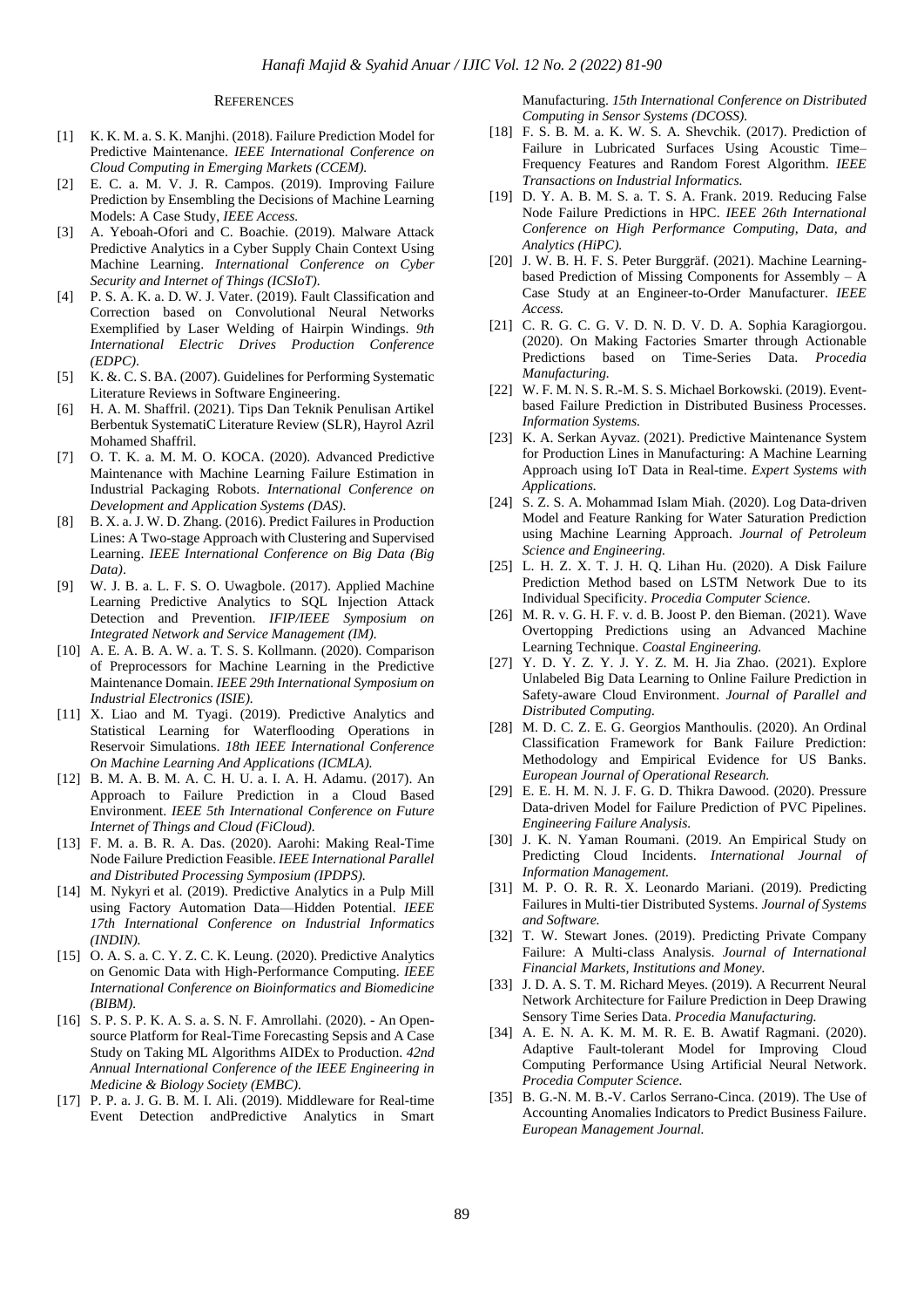## REFERENCES

[1] K. K. M. a. S. K. Manjhi. (2018). Failure Prediction Model for Predictive Maintenance. *IEEE International Conference on Cloud Computing in Emerging Markets (CCEM).*

[2] E. C. a. M. V. J. R. Campos. (2019). Improving Failure Prediction by Ensembling the Decisions of Machine Learning Models: A Case Study, *IEEE Access.*

[3] A. Yeboah-Ofori and C. Boachie. (2019). Malware Attack Predictive Analytics in a Cyber Supply Chain Context Using Machine Learning. *International Conference on Cyber Security and Internet of Things (ICSIoT).*

[4] P. S. A. K. a. D. W. J. Vater. (2019). Fault Classification and Correction based on Convolutional Neural Networks Exemplified by Laser Welding of Hairpin Windings. *9th International Electric Drives Production Conference (EDPC).*

[5] K. &. C. S. BA. (2007). Guidelines for Performing Systematic Literature Reviews in Software Engineering.

[6] H. A. M. Shaffril. (2021). Tips Dan Teknik Penulisan Artikel Berbentuk SystematiC Literature Review (SLR), Hayrol Azril Mohamed Shaffril.

[7] O. T. K. a. M. M. O. KOCA. (2020). Advanced Predictive Maintenance with Machine Learning Failure Estimation in Industrial Packaging Robots. *International Conference on Development and Application Systems (DAS).*

[8] B. X. a. J. W. D. Zhang. (2016). Predict Failures in Production Lines: A Two-stage Approach with Clustering and Supervised Learning. *IEEE International Conference on Big Data (Big Data)*.

[9] W. J. B. a. L. F. S. O. Uwagbole. (2017). Applied Machine Learning Predictive Analytics to SQL Injection Attack Detection and Prevention. *IFIP/IEEE Symposium on Integrated Network and Service Management (IM).*

[10] A. E. A. B. A. W. a. T. S. S. Kollmann. (2020). Comparison of Preprocessors for Machine Learning in the Predictive Maintenance Domain. *IEEE 29th International Symposium on Industrial Electronics (ISIE).*

[11] X. Liao and M. Tyagi. (2019). Predictive Analytics and Statistical Learning for Waterflooding Operations in Reservoir Simulations. *18th IEEE International Conference On Machine Learning And Applications (ICMLA).*

[12] B. M. A. B. M. A. C. H. U. a. I. A. H. Adamu. (2017). An Approach to Failure Prediction in a Cloud Based Environment. *IEEE 5th International Conference on Future Internet of Things and Cloud (FiCloud).*

[13] F. M. a. B. R. A. Das. (2020). Aarohi: Making Real-Time Node Failure Prediction Feasible. *IEEE International Parallel and Distributed Processing Symposium (IPDPS).*

[14] M. Nykyri et al. (2019). Predictive Analytics in a Pulp Mill using Factory Automation Data—Hidden Potential. *IEEE 17th International Conference on Industrial Informatics (INDIN).*

[15] O. A. S. a. C. Y. Z. C. K. Leung. (2020). Predictive Analytics on Genomic Data with High-Performance Computing. *IEEE International Conference on Bioinformatics and Biomedicine (BIBM).*

[16] S. P. S. P. K. A. S. a. S. N. F. Amrollahi. (2020). - An Open-source Platform for Real-Time Forecasting Sepsis and A Case Study on Taking ML Algorithms AIDEx to Production. *42nd Annual International Conference of the IEEE Engineering in Medicine & Biology Society (EMBC).*

[17] P. P. a. J. G. B. M. I. Ali. (2019). Middleware for Real-time Event Detection andPredictive Analytics in Smart Manufacturing. *15th International Conference on Distributed Computing in Sensor Systems (DCOSS).*

[18] F. S. B. M. a. K. W. S. A. Shevchik. (2017). Prediction of Failure in Lubricated Surfaces Using Acoustic Time–Frequency Features and Random Forest Algorithm. *IEEE Transactions on Industrial Informatics.*

[19] D. Y. A. B. M. S. a. T. S. A. Frank. 2019. Reducing False Node Failure Predictions in HPC. *IEEE 26th International Conference on High Performance Computing, Data, and Analytics (HiPC).*

[20] J. W. B. H. F. S. Peter Burggräf. (2021). Machine Learning-based Prediction of Missing Components for Assembly – A Case Study at an Engineer-to-Order Manufacturer. *IEEE Access.*

[21] C. R. G. C. G. V. D. N. D. V. D. A. Sophia Karagiorgou. (2020). On Making Factories Smarter through Actionable Predictions based on Time-Series Data. *Procedia Manufacturing.*

[22] W. F. M. N. S. R.-M. S. S. Michael Borkowski. (2019). Event-based Failure Prediction in Distributed Business Processes. *Information Systems.*

[23] K. A. Serkan Ayvaz. (2021). Predictive Maintenance System for Production Lines in Manufacturing: A Machine Learning Approach using IoT Data in Real-time. *Expert Systems with Applications.*

[24] S. Z. S. A. Mohammad Islam Miah. (2020). Log Data-driven Model and Feature Ranking for Water Saturation Prediction using Machine Learning Approach. *Journal of Petroleum Science and Engineering.*

[25] L. H. Z. X. T. J. H. Q. Lihan Hu. (2020). A Disk Failure Prediction Method based on LSTM Network Due to its Individual Specificity. *Procedia Computer Science.*

[26] M. R. v. G. H. F. v. d. B. Joost P. den Bieman. (2021). Wave Overtopping Predictions using an Advanced Machine Learning Technique. *Coastal Engineering.*

[27] Y. D. Y. Z. Y. J. Y. Z. M. H. Jia Zhao. (2021). Explore Unlabeled Big Data Learning to Online Failure Prediction in Safety-aware Cloud Environment. *Journal of Parallel and Distributed Computing.*

[28] M. D. C. Z. E. G. Georgios Manthoulis. (2020). An Ordinal Classification Framework for Bank Failure Prediction: Methodology and Empirical Evidence for US Banks. *European Journal of Operational Research.*

[29] E. E. H. M. N. J. F. G. D. Thikra Dawood. (2020). Pressure Data-driven Model for Failure Prediction of PVC Pipelines. *Engineering Failure Analysis.*

[30] J. K. N. Yaman Roumani. (2019. An Empirical Study on Predicting Cloud Incidents. *International Journal of Information Management.*

[31] M. P. O. R. R. X. Leonardo Mariani. (2019). Predicting Failures in Multi-tier Distributed Systems. *Journal of Systems and Software.*

[32] T. W. Stewart Jones. (2019). Predicting Private Company Failure: A Multi-class Analysis. *Journal of International Financial Markets, Institutions and Money.*

[33] J. D. A. S. T. M. Richard Meyes. (2019). A Recurrent Neural Network Architecture for Failure Prediction in Deep Drawing Sensory Time Series Data. *Procedia Manufacturing.*

[34] A. E. N. A. K. M. M. R. E. B. Awatif Ragmani. (2020). Adaptive Fault-tolerant Model for Improving Cloud Computing Performance Using Artificial Neural Network. *Procedia Computer Science.*

[35] B. G.-N. M. B.-V. Carlos Serrano-Cinca. (2019). The Use of Accounting Anomalies Indicators to Predict Business Failure. *European Management Journal.*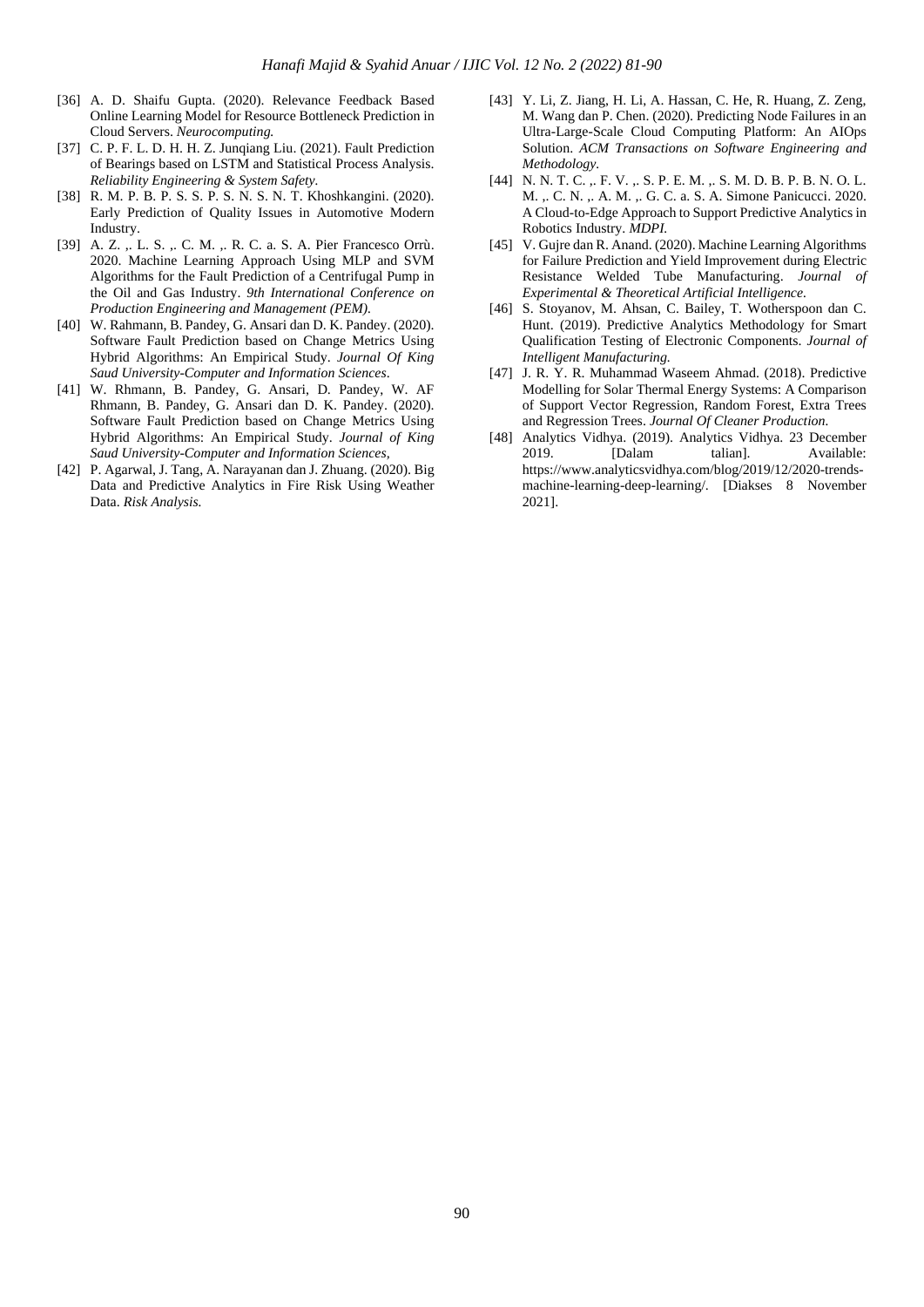[36] A. D. Shaifu Gupta. (2020). Relevance Feedback Based Online Learning Model for Resource Bottleneck Prediction in Cloud Servers. *Neurocomputing.*

[37] C. P. F. L. D. H. H. Z. Junqiang Liu. (2021). Fault Prediction of Bearings based on LSTM and Statistical Process Analysis. *Reliability Engineering & System Safety*.

[38] R. M. P. B. P. S. S. P. S. N. S. N. T. Khoshkangini. (2020). Early Prediction of Quality Issues in Automotive Modern Industry.

[39] A. Z. ,. L. S. ,. C. M. ,. R. C. a. S. A. Pier Francesco Orrù. 2020. Machine Learning Approach Using MLP and SVM Algorithms for the Fault Prediction of a Centrifugal Pump in the Oil and Gas Industry. *9th International Conference on Production Engineering and Management (PEM).*

[40] W. Rahmann, B. Pandey, G. Ansari dan D. K. Pandey. (2020). Software Fault Prediction based on Change Metrics Using Hybrid Algorithms: An Empirical Study. *Journal Of King Saud University-Computer and Information Sciences*.

[41] W. Rhmann, B. Pandey, G. Ansari, D. Pandey, W. AF Rhmann, B. Pandey, G. Ansari dan D. K. Pandey. (2020). Software Fault Prediction based on Change Metrics Using Hybrid Algorithms: An Empirical Study. *Journal of King Saud University-Computer and Information Sciences,*

[42] P. Agarwal, J. Tang, A. Narayanan dan J. Zhuang. (2020). Big Data and Predictive Analytics in Fire Risk Using Weather Data. *Risk Analysis.*

[43] Y. Li, Z. Jiang, H. Li, A. Hassan, C. He, R. Huang, Z. Zeng, M. Wang dan P. Chen. (2020). Predicting Node Failures in an Ultra-Large-Scale Cloud Computing Platform: An AIOps Solution. *ACM Transactions on Software Engineering and Methodology.*

[44] N. N. T. C. ,. F. V. ,. S. P. E. M. ,. S. M. D. B. P. B. N. O. L. M. ,. C. N. ,. A. M. ,. G. C. a. S. A. Simone Panicucci. 2020. A Cloud-to-Edge Approach to Support Predictive Analytics in Robotics Industry. *MDPI.*

[45] V. Gujre dan R. Anand. (2020). Machine Learning Algorithms for Failure Prediction and Yield Improvement during Electric Resistance Welded Tube Manufacturing. *Journal of Experimental & Theoretical Artificial Intelligence.*

[46] S. Stoyanov, M. Ahsan, C. Bailey, T. Wotherspoon dan C. Hunt. (2019). Predictive Analytics Methodology for Smart Qualification Testing of Electronic Components. *Journal of Intelligent Manufacturing.*

[47] J. R. Y. R. Muhammad Waseem Ahmad. (2018). Predictive Modelling for Solar Thermal Energy Systems: A Comparison of Support Vector Regression, Random Forest, Extra Trees and Regression Trees. *Journal Of Cleaner Production.*

[48] Analytics Vidhya. (2019). Analytics Vidhya. 23 December 2019. [Dalam talian]. Available: https://www.analyticsvidhya.com/blog/2019/12/2020-trends-machine-learning-deep-learning/. [Diakses 8 November 2021].